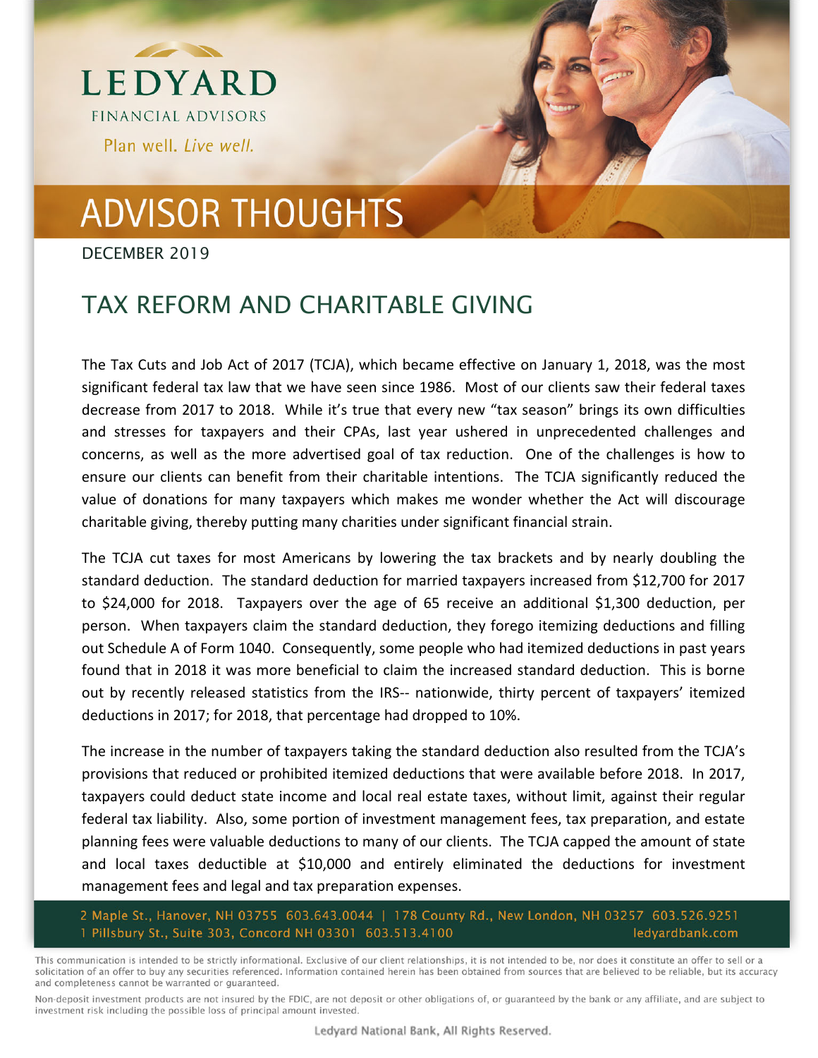LEDYARD

FINANCIAL ADVISORS

Plan well. *Live well.*

# ADVISOR THOUGHTS

DECEMBER 2019

## TAX REFORM AND CHARITABLE GIVING

The Tax Cuts and Job Act of 2017 (TCJA), which became effective on January 1, 2018, was the most significant federal tax law that we have seen since 1986. Most of our clients saw their federal taxes decrease from 2017 to 2018. While it's true that every new "tax season" brings its own difficulties and stresses for taxpayers and their CPAs, last year ushered in unprecedented challenges and concerns, as well as the more advertised goal of tax reduction. One of the challenges is how to ensure our clients can benefit from their charitable intentions. The TCJA significantly reduced the value of donations for many taxpayers which makes me wonder whether the Act will discourage charitable giving, thereby putting many charities under significant financial strain.

The TCJA cut taxes for most Americans by lowering the tax brackets and by nearly doubling the standard deduction. The standard deduction for married taxpayers increased from $12,700 for 2017 to $24,000 for 2018. Taxpayers over the age of 65 receive an additional $1,300 deduction, per person. When taxpayers claim the standard deduction, they forego itemizing deductions and filling out Schedule A of Form 1040. Consequently, some people who had itemized deductions in past years found that in 2018 it was more beneficial to claim the increased standard deduction. This is borne out by recently released statistics from the IRS-- nationwide, thirty percent of taxpayers' itemized deductions in 2017; for 2018, that percentage had dropped to 10%.

The increase in the number of taxpayers taking the standard deduction also resulted from the TCJA's provisions that reduced or prohibited itemized deductions that were available before 2018. In 2017, taxpayers could deduct state income and local real estate taxes, without limit, against their regular federal tax liability. Also, some portion of investment management fees, tax preparation, and estate planning fees were valuable deductions to many of our clients. The TCJA capped the amount of state and local taxes deductible at $10,000 and entirely eliminated the deductions for investment management fees and legal and tax preparation expenses.

2 Maple St., Hanover, NH 03755 603.643.0044 | 178 County Rd., New London, NH 03257 603.526.9251
1 Pillsbury St., Suite 303, Concord NH 03301 603.513.4100 ledyardbank.com

This communication is intended to be strictly informational. Exclusive of our client relationships, it is not intended to be, nor does it constitute an offer to sell or a solicitation of an offer to buy any securities referenced. Information contained herein has been obtained from sources that are believed to be reliable, but its accuracy and completeness cannot be warranted or guaranteed.

Non-deposit investment products are not insured by the FDIC, are not deposit or other obligations of, or guaranteed by the bank or any affiliate, and are subject to investment risk including the possible loss of principal amount invested.

Ledyard National Bank, All Rights Reserved.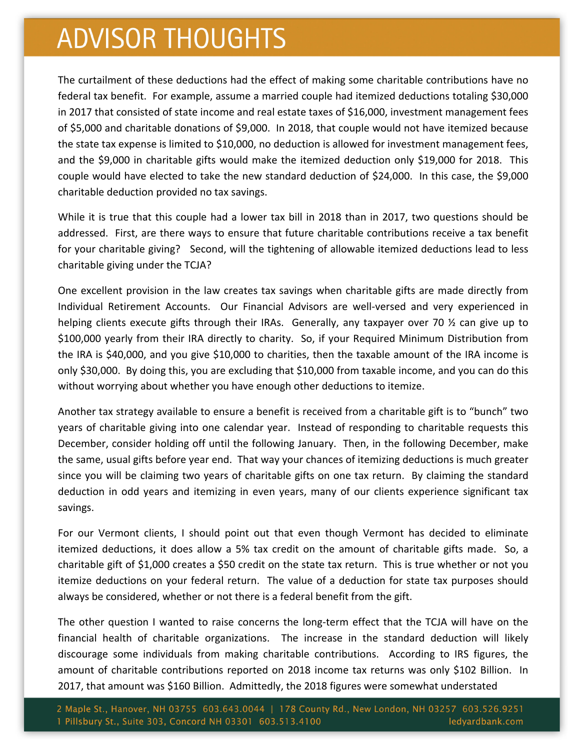# ADVISOR THOUGHTS

The curtailment of these deductions had the effect of making some charitable contributions have no federal tax benefit. For example, assume a married couple had itemized deductions totaling $30,000 in 2017 that consisted of state income and real estate taxes of $16,000, investment management fees of $5,000 and charitable donations of $9,000. In 2018, that couple would not have itemized because the state tax expense is limited to $10,000, no deduction is allowed for investment management fees, and the $9,000 in charitable gifts would make the itemized deduction only $19,000 for 2018. This couple would have elected to take the new standard deduction of $24,000. In this case, the $9,000 charitable deduction provided no tax savings.

While it is true that this couple had a lower tax bill in 2018 than in 2017, two questions should be addressed. First, are there ways to ensure that future charitable contributions receive a tax benefit for your charitable giving? Second, will the tightening of allowable itemized deductions lead to less charitable giving under the TCJA?

One excellent provision in the law creates tax savings when charitable gifts are made directly from Individual Retirement Accounts. Our Financial Advisors are well-versed and very experienced in helping clients execute gifts through their IRAs. Generally, any taxpayer over 70 ½ can give up to $100,000 yearly from their IRA directly to charity. So, if your Required Minimum Distribution from the IRA is $40,000, and you give $10,000 to charities, then the taxable amount of the IRA income is only $30,000. By doing this, you are excluding that $10,000 from taxable income, and you can do this without worrying about whether you have enough other deductions to itemize.

Another tax strategy available to ensure a benefit is received from a charitable gift is to "bunch" two years of charitable giving into one calendar year. Instead of responding to charitable requests this December, consider holding off until the following January. Then, in the following December, make the same, usual gifts before year end. That way your chances of itemizing deductions is much greater since you will be claiming two years of charitable gifts on one tax return. By claiming the standard deduction in odd years and itemizing in even years, many of our clients experience significant tax savings.

For our Vermont clients, I should point out that even though Vermont has decided to eliminate itemized deductions, it does allow a 5% tax credit on the amount of charitable gifts made. So, a charitable gift of $1,000 creates a $50 credit on the state tax return. This is true whether or not you itemize deductions on your federal return. The value of a deduction for state tax purposes should always be considered, whether or not there is a federal benefit from the gift.

The other question I wanted to raise concerns the long-term effect that the TCJA will have on the financial health of charitable organizations. The increase in the standard deduction will likely discourage some individuals from making charitable contributions. According to IRS figures, the amount of charitable contributions reported on 2018 income tax returns was only $102 Billion. In 2017, that amount was $160 Billion. Admittedly, the 2018 figures were somewhat understated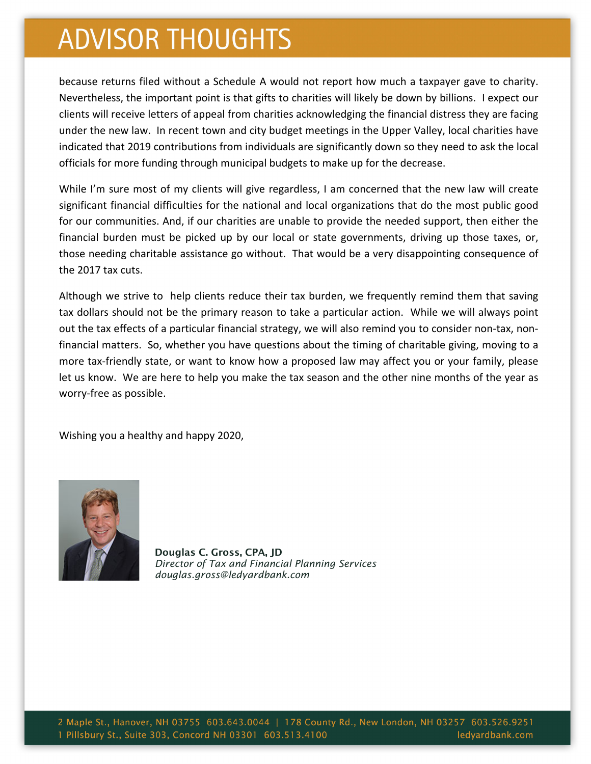# ADVISOR THOUGHTS

because returns filed without a Schedule A would not report how much a taxpayer gave to charity. Nevertheless, the important point is that gifts to charities will likely be down by billions. I expect our clients will receive letters of appeal from charities acknowledging the financial distress they are facing under the new law. In recent town and city budget meetings in the Upper Valley, local charities have indicated that 2019 contributions from individuals are significantly down so they need to ask the local officials for more funding through municipal budgets to make up for the decrease.

While I'm sure most of my clients will give regardless, I am concerned that the new law will create significant financial difficulties for the national and local organizations that do the most public good for our communities. And, if our charities are unable to provide the needed support, then either the financial burden must be picked up by our local or state governments, driving up those taxes, or, those needing charitable assistance go without. That would be a very disappointing consequence of the 2017 tax cuts.

Although we strive to help clients reduce their tax burden, we frequently remind them that saving tax dollars should not be the primary reason to take a particular action. While we will always point out the tax effects of a particular financial strategy, we will also remind you to consider non-tax, non-financial matters. So, whether you have questions about the timing of charitable giving, moving to a more tax-friendly state, or want to know how a proposed law may affect you or your family, please let us know. We are here to help you make the tax season and the other nine months of the year as worry-free as possible.

Wishing you a healthy and happy 2020,

**Douglas C. Gross, CPA, JD**
*Director of Tax and Financial Planning Services*
*douglas.gross@ledyardbank.com*

2 Maple St., Hanover, NH 03755 603.643.0044 | 178 County Rd., New London, NH 03257 603.526.9251
1 Pillsbury St., Suite 303, Concord NH 03301 603.513.4100 ledyardbank.com